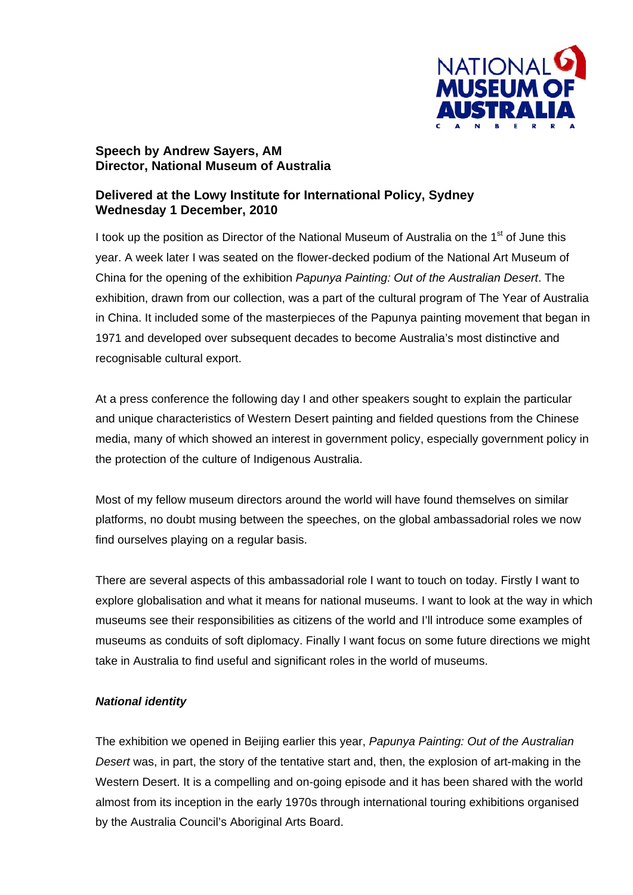**Speech by Andrew Sayers, AM**
**Director, National Museum of Australia**

**Delivered at the Lowy Institute for International Policy, Sydney**
**Wednesday 1 December, 2010**

I took up the position as Director of the National Museum of Australia on the 1st of June this year. A week later I was seated on the flower-decked podium of the National Art Museum of China for the opening of the exhibition *Papunya Painting: Out of the Australian Desert*. The exhibition, drawn from our collection, was a part of the cultural program of The Year of Australia in China. It included some of the masterpieces of the Papunya painting movement that began in 1971 and developed over subsequent decades to become Australia's most distinctive and recognisable cultural export.

At a press conference the following day I and other speakers sought to explain the particular and unique characteristics of Western Desert painting and fielded questions from the Chinese media, many of which showed an interest in government policy, especially government policy in the protection of the culture of Indigenous Australia.

Most of my fellow museum directors around the world will have found themselves on similar platforms, no doubt musing between the speeches, on the global ambassadorial roles we now find ourselves playing on a regular basis.

There are several aspects of this ambassadorial role I want to touch on today. Firstly I want to explore globalisation and what it means for national museums. I want to look at the way in which museums see their responsibilities as citizens of the world and I'll introduce some examples of museums as conduits of soft diplomacy. Finally I want focus on some future directions we might take in Australia to find useful and significant roles in the world of museums.

***National identity***

The exhibition we opened in Beijing earlier this year, *Papunya Painting: Out of the Australian Desert* was, in part, the story of the tentative start and, then, the explosion of art-making in the Western Desert. It is a compelling and on-going episode and it has been shared with the world almost from its inception in the early 1970s through international touring exhibitions organised by the Australia Council's Aboriginal Arts Board.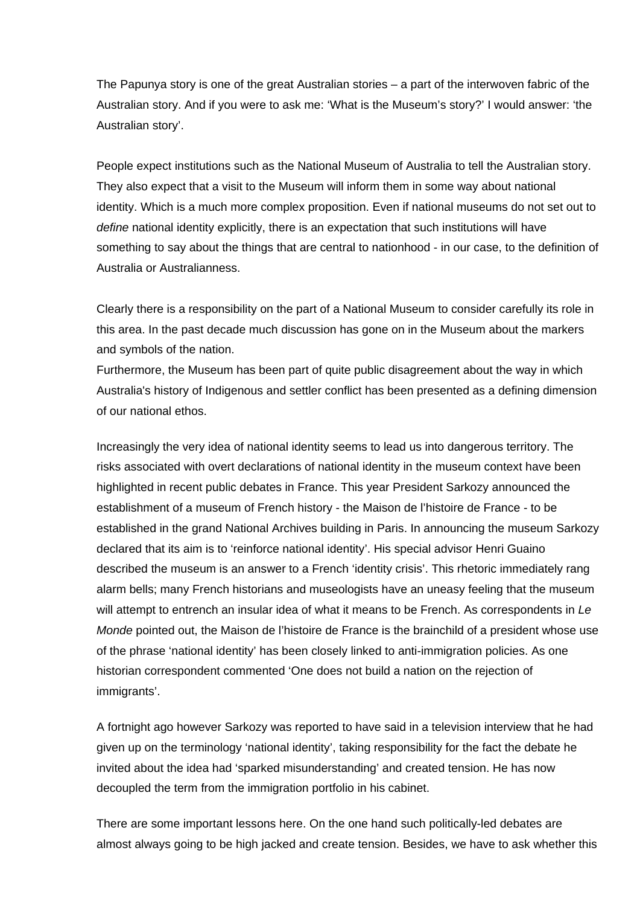The Papunya story is one of the great Australian stories – a part of the interwoven fabric of the Australian story. And if you were to ask me: 'What is the Museum's story?' I would answer: 'the Australian story'.

People expect institutions such as the National Museum of Australia to tell the Australian story. They also expect that a visit to the Museum will inform them in some way about national identity. Which is a much more complex proposition. Even if national museums do not set out to *define* national identity explicitly, there is an expectation that such institutions will have something to say about the things that are central to nationhood - in our case, to the definition of Australia or Australianness.

Clearly there is a responsibility on the part of a National Museum to consider carefully its role in this area. In the past decade much discussion has gone on in the Museum about the markers and symbols of the nation.
Furthermore, the Museum has been part of quite public disagreement about the way in which Australia's history of Indigenous and settler conflict has been presented as a defining dimension of our national ethos.

Increasingly the very idea of national identity seems to lead us into dangerous territory. The risks associated with overt declarations of national identity in the museum context have been highlighted in recent public debates in France. This year President Sarkozy announced the establishment of a museum of French history - the Maison de l'histoire de France - to be established in the grand National Archives building in Paris. In announcing the museum Sarkozy declared that its aim is to 'reinforce national identity'. His special advisor Henri Guaino described the museum is an answer to a French 'identity crisis'. This rhetoric immediately rang alarm bells; many French historians and museologists have an uneasy feeling that the museum will attempt to entrench an insular idea of what it means to be French. As correspondents in *Le Monde* pointed out, the Maison de l'histoire de France is the brainchild of a president whose use of the phrase 'national identity' has been closely linked to anti-immigration policies. As one historian correspondent commented 'One does not build a nation on the rejection of immigrants'.

A fortnight ago however Sarkozy was reported to have said in a television interview that he had given up on the terminology 'national identity', taking responsibility for the fact the debate he invited about the idea had 'sparked misunderstanding' and created tension. He has now decoupled the term from the immigration portfolio in his cabinet.

There are some important lessons here. On the one hand such politically-led debates are almost always going to be high jacked and create tension. Besides, we have to ask whether this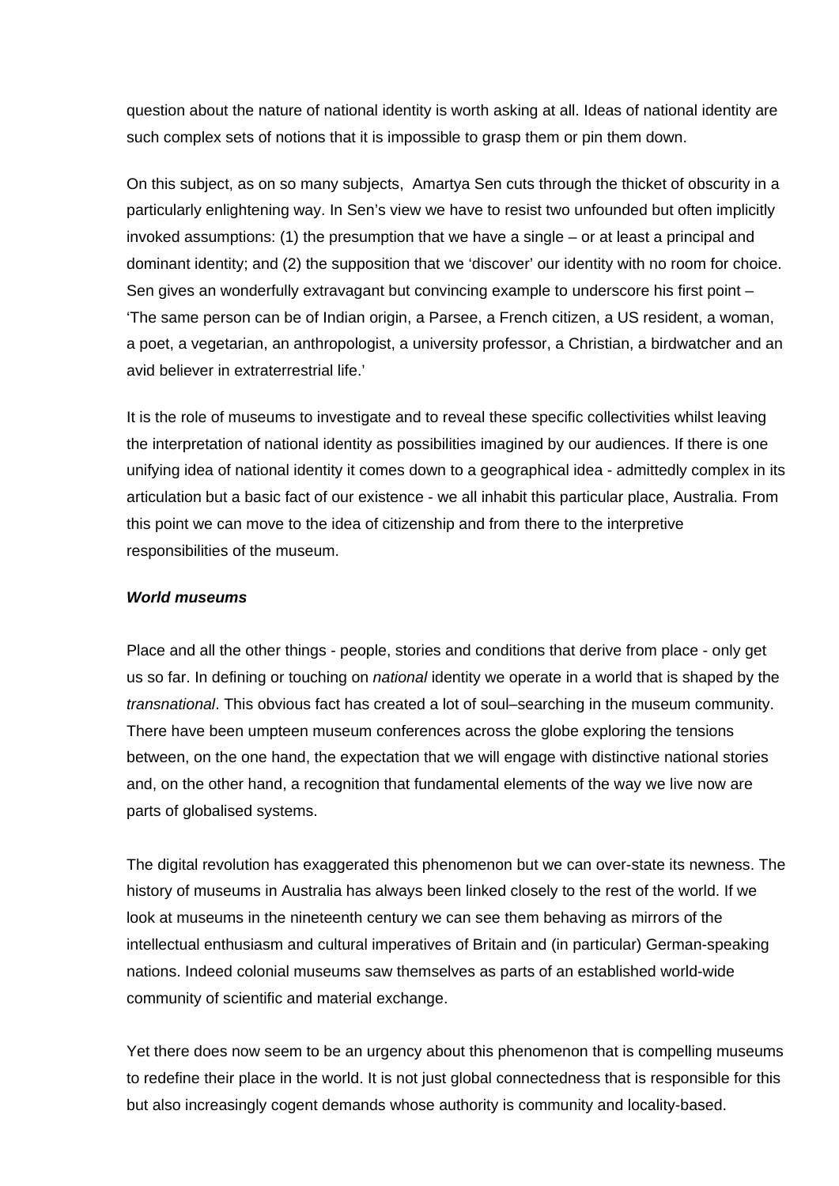question about the nature of national identity is worth asking at all. Ideas of national identity are such complex sets of notions that it is impossible to grasp them or pin them down.

On this subject, as on so many subjects, Amartya Sen cuts through the thicket of obscurity in a particularly enlightening way. In Sen's view we have to resist two unfounded but often implicitly invoked assumptions: (1) the presumption that we have a single – or at least a principal and dominant identity; and (2) the supposition that we 'discover' our identity with no room for choice. Sen gives an wonderfully extravagant but convincing example to underscore his first point – 'The same person can be of Indian origin, a Parsee, a French citizen, a US resident, a woman, a poet, a vegetarian, an anthropologist, a university professor, a Christian, a birdwatcher and an avid believer in extraterrestrial life.'

It is the role of museums to investigate and to reveal these specific collectivities whilst leaving the interpretation of national identity as possibilities imagined by our audiences. If there is one unifying idea of national identity it comes down to a geographical idea - admittedly complex in its articulation but a basic fact of our existence - we all inhabit this particular place, Australia. From this point we can move to the idea of citizenship and from there to the interpretive responsibilities of the museum.

***World museums***

Place and all the other things - people, stories and conditions that derive from place - only get us so far. In defining or touching on *national* identity we operate in a world that is shaped by the *transnational*. This obvious fact has created a lot of soul–searching in the museum community. There have been umpteen museum conferences across the globe exploring the tensions between, on the one hand, the expectation that we will engage with distinctive national stories and, on the other hand, a recognition that fundamental elements of the way we live now are parts of globalised systems.

The digital revolution has exaggerated this phenomenon but we can over-state its newness. The history of museums in Australia has always been linked closely to the rest of the world. If we look at museums in the nineteenth century we can see them behaving as mirrors of the intellectual enthusiasm and cultural imperatives of Britain and (in particular) German-speaking nations. Indeed colonial museums saw themselves as parts of an established world-wide community of scientific and material exchange.

Yet there does now seem to be an urgency about this phenomenon that is compelling museums to redefine their place in the world. It is not just global connectedness that is responsible for this but also increasingly cogent demands whose authority is community and locality-based.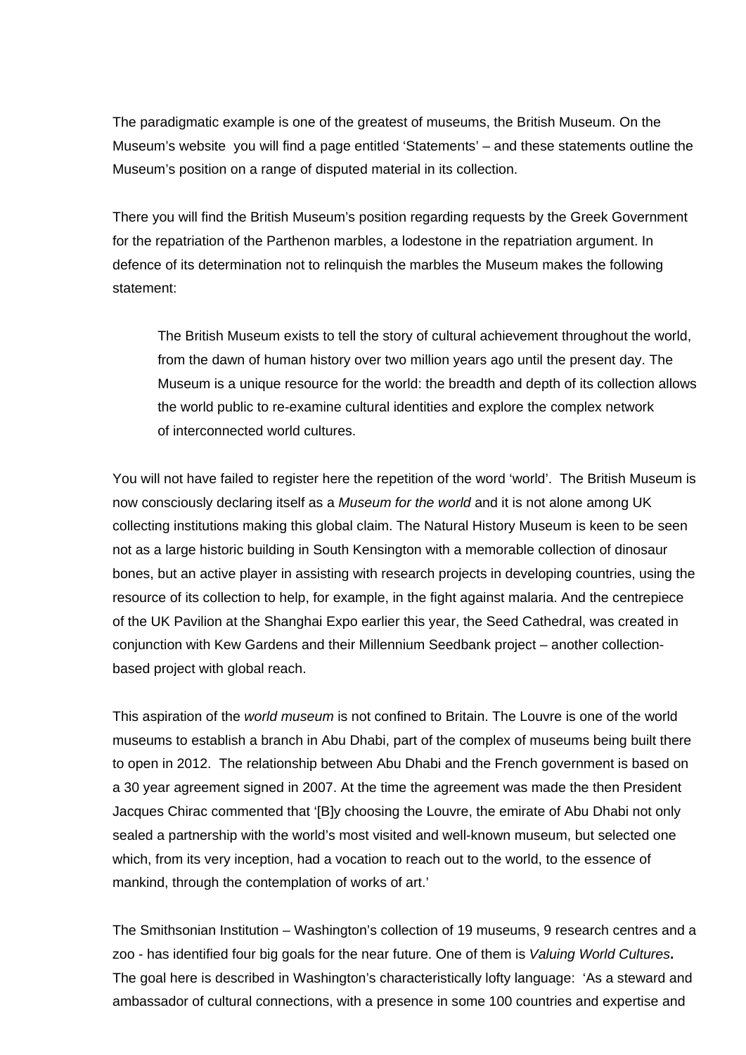The paradigmatic example is one of the greatest of museums, the British Museum. On the Museum's website you will find a page entitled 'Statements' – and these statements outline the Museum's position on a range of disputed material in its collection.

There you will find the British Museum's position regarding requests by the Greek Government for the repatriation of the Parthenon marbles, a lodestone in the repatriation argument. In defence of its determination not to relinquish the marbles the Museum makes the following statement:

> The British Museum exists to tell the story of cultural achievement throughout the world, from the dawn of human history over two million years ago until the present day. The Museum is a unique resource for the world: the breadth and depth of its collection allows the world public to re-examine cultural identities and explore the complex network of interconnected world cultures.

You will not have failed to register here the repetition of the word 'world'. The British Museum is now consciously declaring itself as a *Museum for the world* and it is not alone among UK collecting institutions making this global claim. The Natural History Museum is keen to be seen not as a large historic building in South Kensington with a memorable collection of dinosaur bones, but an active player in assisting with research projects in developing countries, using the resource of its collection to help, for example, in the fight against malaria. And the centrepiece of the UK Pavilion at the Shanghai Expo earlier this year, the Seed Cathedral, was created in conjunction with Kew Gardens and their Millennium Seedbank project – another collection-based project with global reach.

This aspiration of the *world museum* is not confined to Britain. The Louvre is one of the world museums to establish a branch in Abu Dhabi, part of the complex of museums being built there to open in 2012. The relationship between Abu Dhabi and the French government is based on a 30 year agreement signed in 2007. At the time the agreement was made the then President Jacques Chirac commented that '[B]y choosing the Louvre, the emirate of Abu Dhabi not only sealed a partnership with the world's most visited and well-known museum, but selected one which, from its very inception, had a vocation to reach out to the world, to the essence of mankind, through the contemplation of works of art.'

The Smithsonian Institution – Washington's collection of 19 museums, 9 research centres and a zoo - has identified four big goals for the near future. One of them is *Valuing World Cultures***.** The goal here is described in Washington's characteristically lofty language: 'As a steward and ambassador of cultural connections, with a presence in some 100 countries and expertise and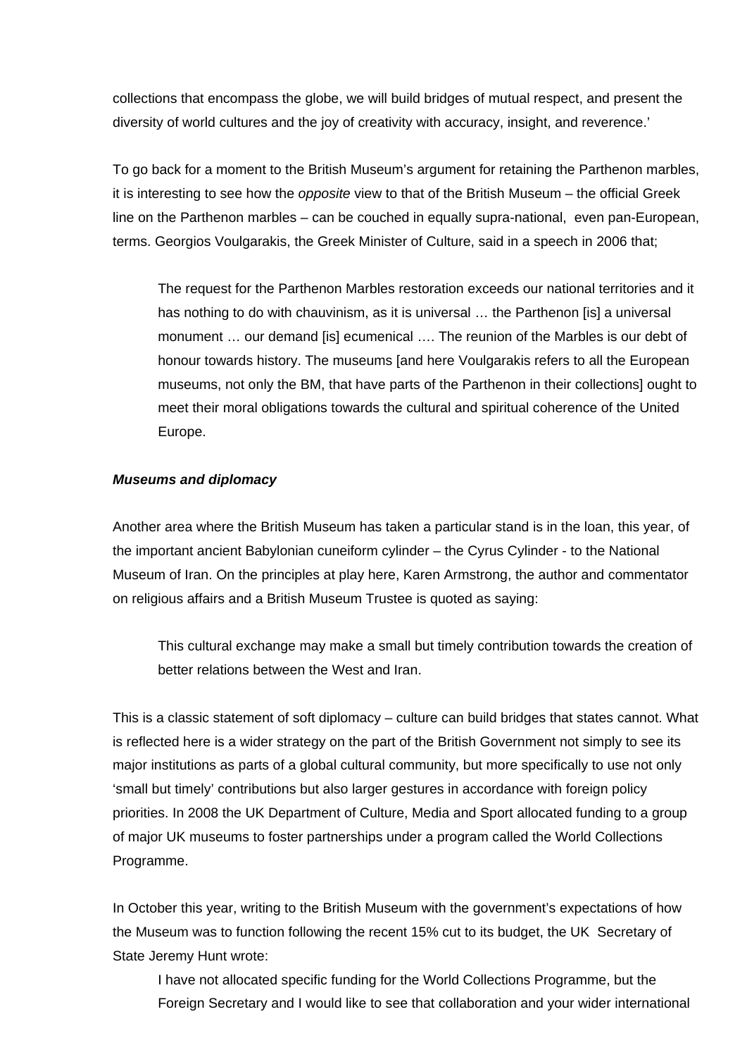collections that encompass the globe, we will build bridges of mutual respect, and present the diversity of world cultures and the joy of creativity with accuracy, insight, and reverence.'

To go back for a moment to the British Museum's argument for retaining the Parthenon marbles, it is interesting to see how the *opposite* view to that of the British Museum – the official Greek line on the Parthenon marbles – can be couched in equally supra-national, even pan-European, terms. Georgios Voulgarakis, the Greek Minister of Culture, said in a speech in 2006 that;

> The request for the Parthenon Marbles restoration exceeds our national territories and it has nothing to do with chauvinism, as it is universal … the Parthenon [is] a universal monument … our demand [is] ecumenical …. The reunion of the Marbles is our debt of honour towards history. The museums [and here Voulgarakis refers to all the European museums, not only the BM, that have parts of the Parthenon in their collections] ought to meet their moral obligations towards the cultural and spiritual coherence of the United Europe.

***Museums and diplomacy***

Another area where the British Museum has taken a particular stand is in the loan, this year, of the important ancient Babylonian cuneiform cylinder – the Cyrus Cylinder - to the National Museum of Iran. On the principles at play here, Karen Armstrong, the author and commentator on religious affairs and a British Museum Trustee is quoted as saying:

> This cultural exchange may make a small but timely contribution towards the creation of better relations between the West and Iran.

This is a classic statement of soft diplomacy – culture can build bridges that states cannot. What is reflected here is a wider strategy on the part of the British Government not simply to see its major institutions as parts of a global cultural community, but more specifically to use not only 'small but timely' contributions but also larger gestures in accordance with foreign policy priorities. In 2008 the UK Department of Culture, Media and Sport allocated funding to a group of major UK museums to foster partnerships under a program called the World Collections Programme.

In October this year, writing to the British Museum with the government's expectations of how the Museum was to function following the recent 15% cut to its budget, the UK Secretary of State Jeremy Hunt wrote:

> I have not allocated specific funding for the World Collections Programme, but the Foreign Secretary and I would like to see that collaboration and your wider international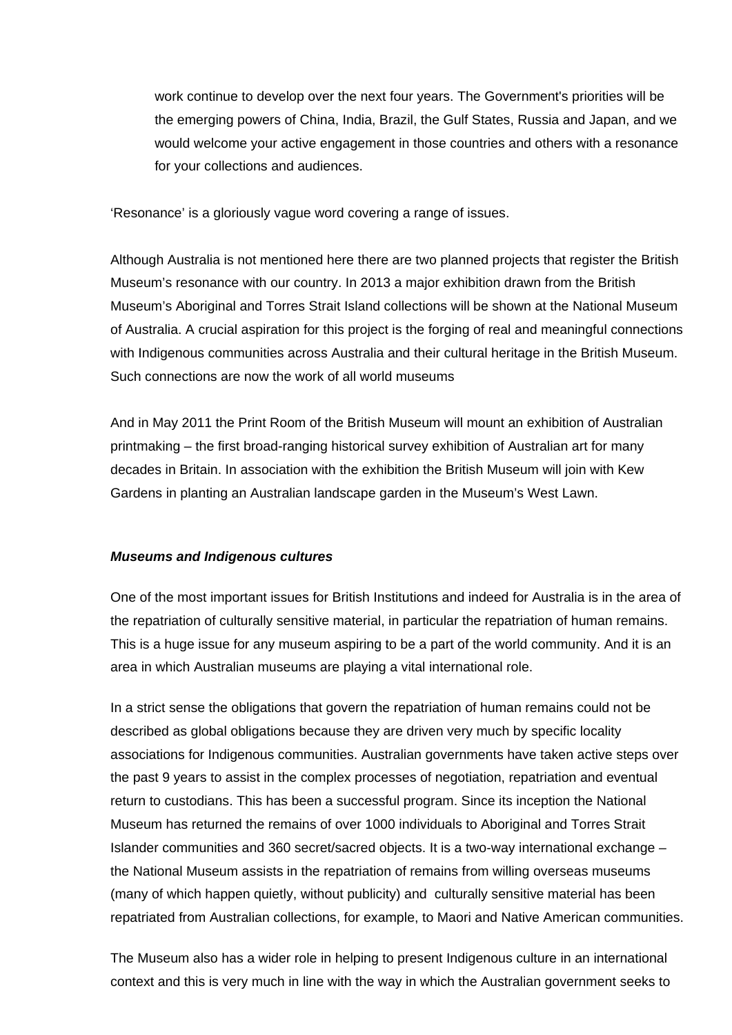> work continue to develop over the next four years. The Government's priorities will be the emerging powers of China, India, Brazil, the Gulf States, Russia and Japan, and we would welcome your active engagement in those countries and others with a resonance for your collections and audiences.

'Resonance' is a gloriously vague word covering a range of issues.

Although Australia is not mentioned here there are two planned projects that register the British Museum's resonance with our country. In 2013 a major exhibition drawn from the British Museum's Aboriginal and Torres Strait Island collections will be shown at the National Museum of Australia. A crucial aspiration for this project is the forging of real and meaningful connections with Indigenous communities across Australia and their cultural heritage in the British Museum. Such connections are now the work of all world museums

And in May 2011 the Print Room of the British Museum will mount an exhibition of Australian printmaking – the first broad-ranging historical survey exhibition of Australian art for many decades in Britain. In association with the exhibition the British Museum will join with Kew Gardens in planting an Australian landscape garden in the Museum's West Lawn.

***Museums and Indigenous cultures***

One of the most important issues for British Institutions and indeed for Australia is in the area of the repatriation of culturally sensitive material, in particular the repatriation of human remains. This is a huge issue for any museum aspiring to be a part of the world community. And it is an area in which Australian museums are playing a vital international role.

In a strict sense the obligations that govern the repatriation of human remains could not be described as global obligations because they are driven very much by specific locality associations for Indigenous communities. Australian governments have taken active steps over the past 9 years to assist in the complex processes of negotiation, repatriation and eventual return to custodians. This has been a successful program. Since its inception the National Museum has returned the remains of over 1000 individuals to Aboriginal and Torres Strait Islander communities and 360 secret/sacred objects. It is a two-way international exchange – the National Museum assists in the repatriation of remains from willing overseas museums (many of which happen quietly, without publicity) and culturally sensitive material has been repatriated from Australian collections, for example, to Maori and Native American communities.

The Museum also has a wider role in helping to present Indigenous culture in an international context and this is very much in line with the way in which the Australian government seeks to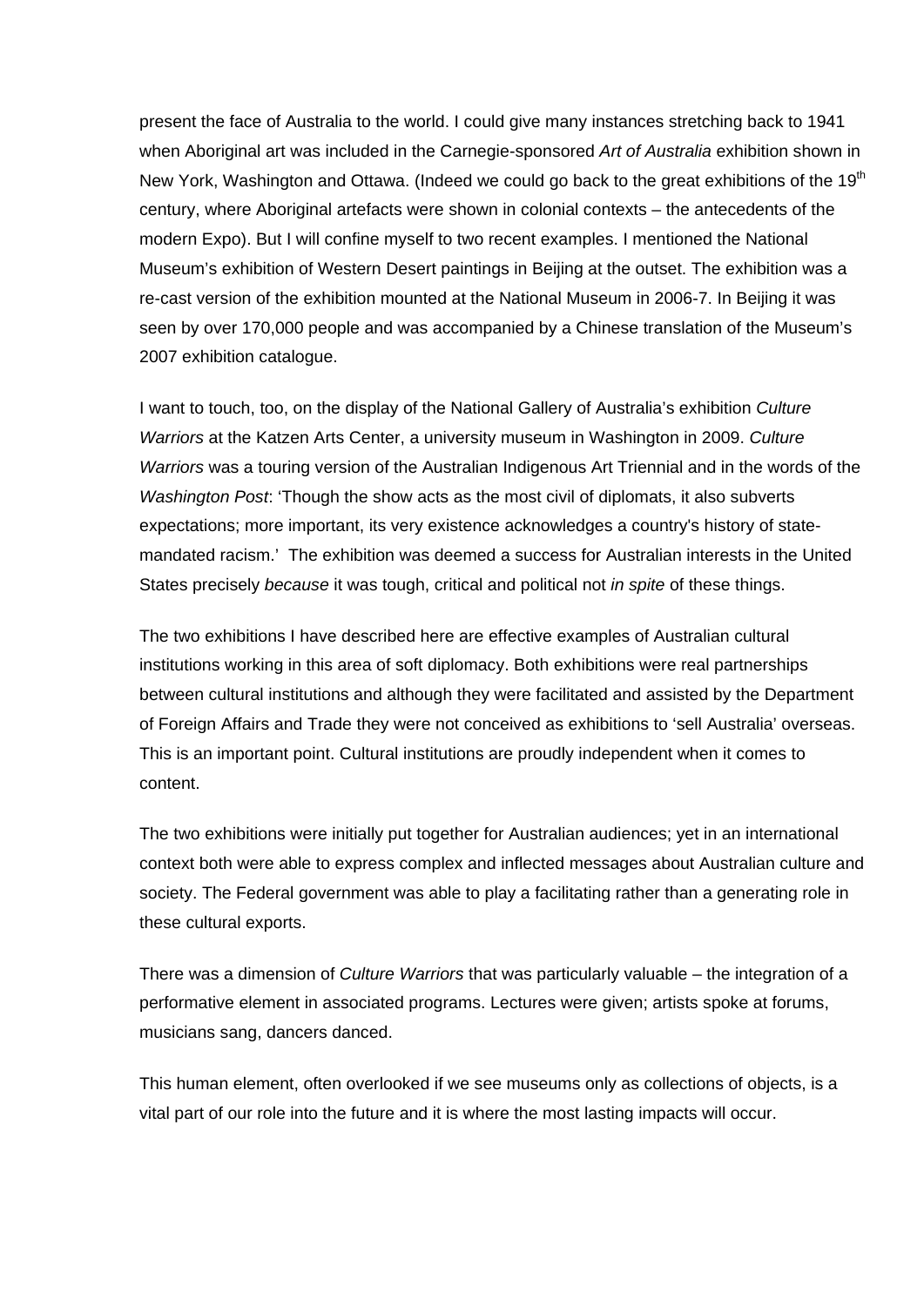present the face of Australia to the world. I could give many instances stretching back to 1941 when Aboriginal art was included in the Carnegie-sponsored *Art of Australia* exhibition shown in New York, Washington and Ottawa. (Indeed we could go back to the great exhibitions of the 19th century, where Aboriginal artefacts were shown in colonial contexts – the antecedents of the modern Expo). But I will confine myself to two recent examples. I mentioned the National Museum's exhibition of Western Desert paintings in Beijing at the outset. The exhibition was a re-cast version of the exhibition mounted at the National Museum in 2006-7. In Beijing it was seen by over 170,000 people and was accompanied by a Chinese translation of the Museum's 2007 exhibition catalogue.

I want to touch, too, on the display of the National Gallery of Australia's exhibition *Culture Warriors* at the Katzen Arts Center, a university museum in Washington in 2009. *Culture Warriors* was a touring version of the Australian Indigenous Art Triennial and in the words of the *Washington Post*: 'Though the show acts as the most civil of diplomats, it also subverts expectations; more important, its very existence acknowledges a country's history of state-mandated racism.' The exhibition was deemed a success for Australian interests in the United States precisely *because* it was tough, critical and political not *in spite* of these things.

The two exhibitions I have described here are effective examples of Australian cultural institutions working in this area of soft diplomacy. Both exhibitions were real partnerships between cultural institutions and although they were facilitated and assisted by the Department of Foreign Affairs and Trade they were not conceived as exhibitions to 'sell Australia' overseas. This is an important point. Cultural institutions are proudly independent when it comes to content.

The two exhibitions were initially put together for Australian audiences; yet in an international context both were able to express complex and inflected messages about Australian culture and society. The Federal government was able to play a facilitating rather than a generating role in these cultural exports.

There was a dimension of *Culture Warriors* that was particularly valuable – the integration of a performative element in associated programs. Lectures were given; artists spoke at forums, musicians sang, dancers danced.

This human element, often overlooked if we see museums only as collections of objects, is a vital part of our role into the future and it is where the most lasting impacts will occur.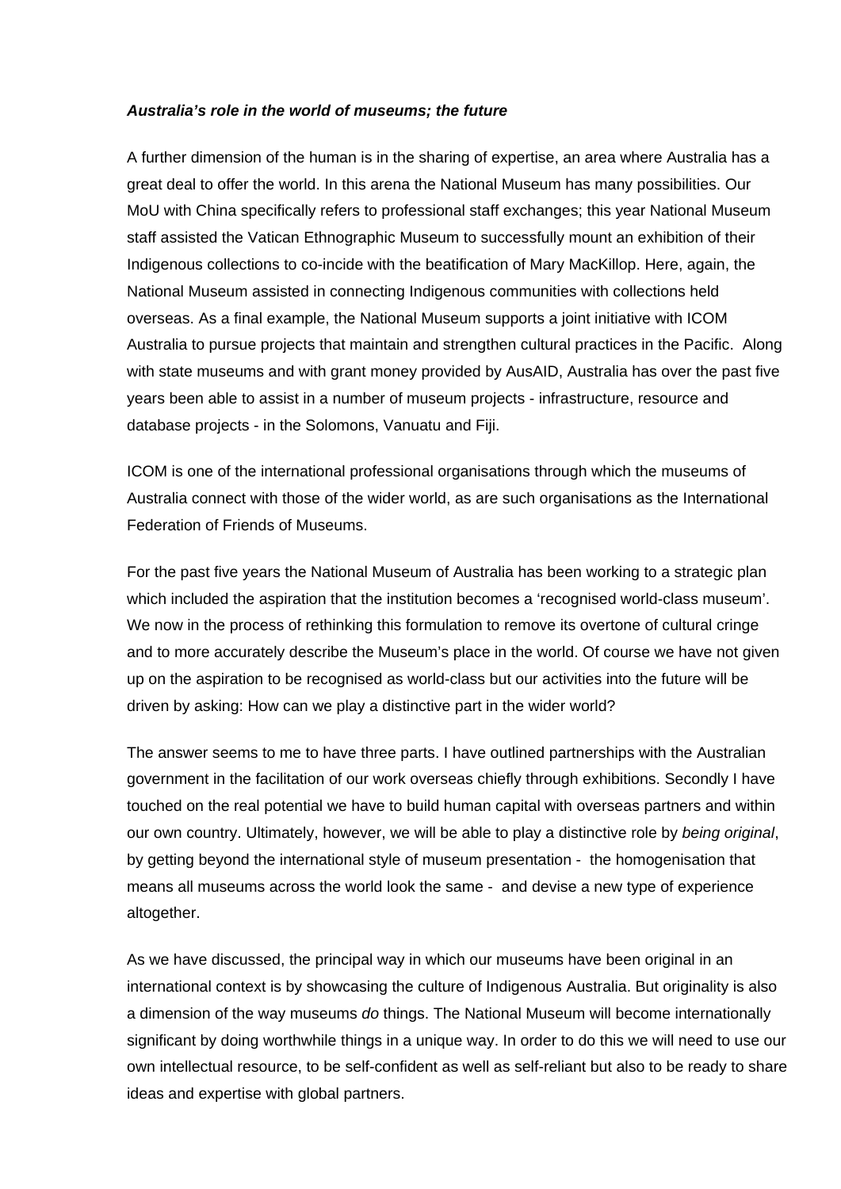***Australia's role in the world of museums; the future***

A further dimension of the human is in the sharing of expertise, an area where Australia has a great deal to offer the world. In this arena the National Museum has many possibilities. Our MoU with China specifically refers to professional staff exchanges; this year National Museum staff assisted the Vatican Ethnographic Museum to successfully mount an exhibition of their Indigenous collections to co-incide with the beatification of Mary MacKillop. Here, again, the National Museum assisted in connecting Indigenous communities with collections held overseas. As a final example, the National Museum supports a joint initiative with ICOM Australia to pursue projects that maintain and strengthen cultural practices in the Pacific. Along with state museums and with grant money provided by AusAID, Australia has over the past five years been able to assist in a number of museum projects - infrastructure, resource and database projects - in the Solomons, Vanuatu and Fiji.

ICOM is one of the international professional organisations through which the museums of Australia connect with those of the wider world, as are such organisations as the International Federation of Friends of Museums.

For the past five years the National Museum of Australia has been working to a strategic plan which included the aspiration that the institution becomes a 'recognised world-class museum'. We now in the process of rethinking this formulation to remove its overtone of cultural cringe and to more accurately describe the Museum's place in the world. Of course we have not given up on the aspiration to be recognised as world-class but our activities into the future will be driven by asking: How can we play a distinctive part in the wider world?

The answer seems to me to have three parts. I have outlined partnerships with the Australian government in the facilitation of our work overseas chiefly through exhibitions. Secondly I have touched on the real potential we have to build human capital with overseas partners and within our own country. Ultimately, however, we will be able to play a distinctive role by *being original*, by getting beyond the international style of museum presentation - the homogenisation that means all museums across the world look the same - and devise a new type of experience altogether.

As we have discussed, the principal way in which our museums have been original in an international context is by showcasing the culture of Indigenous Australia. But originality is also a dimension of the way museums *do* things. The National Museum will become internationally significant by doing worthwhile things in a unique way. In order to do this we will need to use our own intellectual resource, to be self-confident as well as self-reliant but also to be ready to share ideas and expertise with global partners.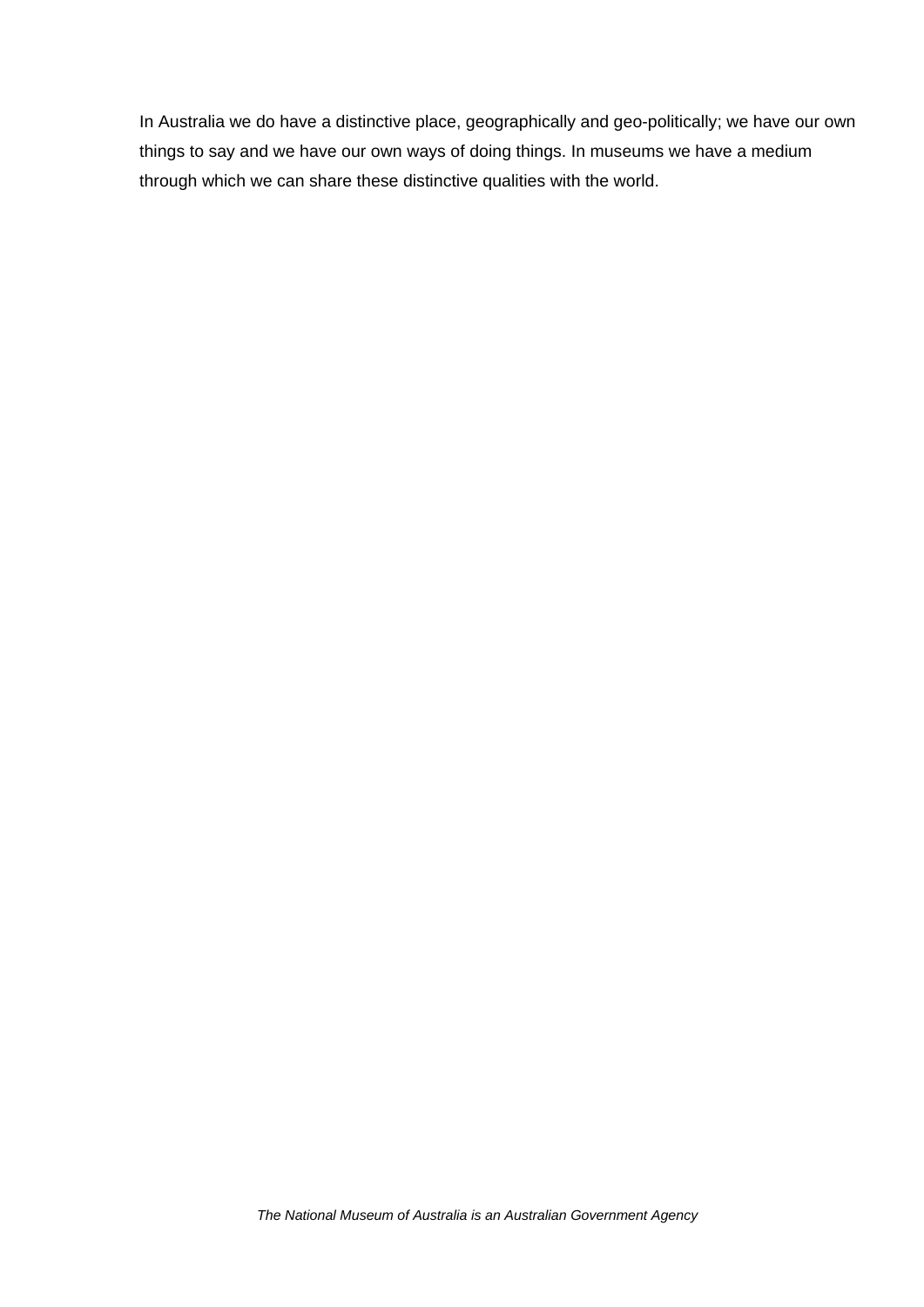In Australia we do have a distinctive place, geographically and geo-politically; we have our own things to say and we have our own ways of doing things. In museums we have a medium through which we can share these distinctive qualities with the world.